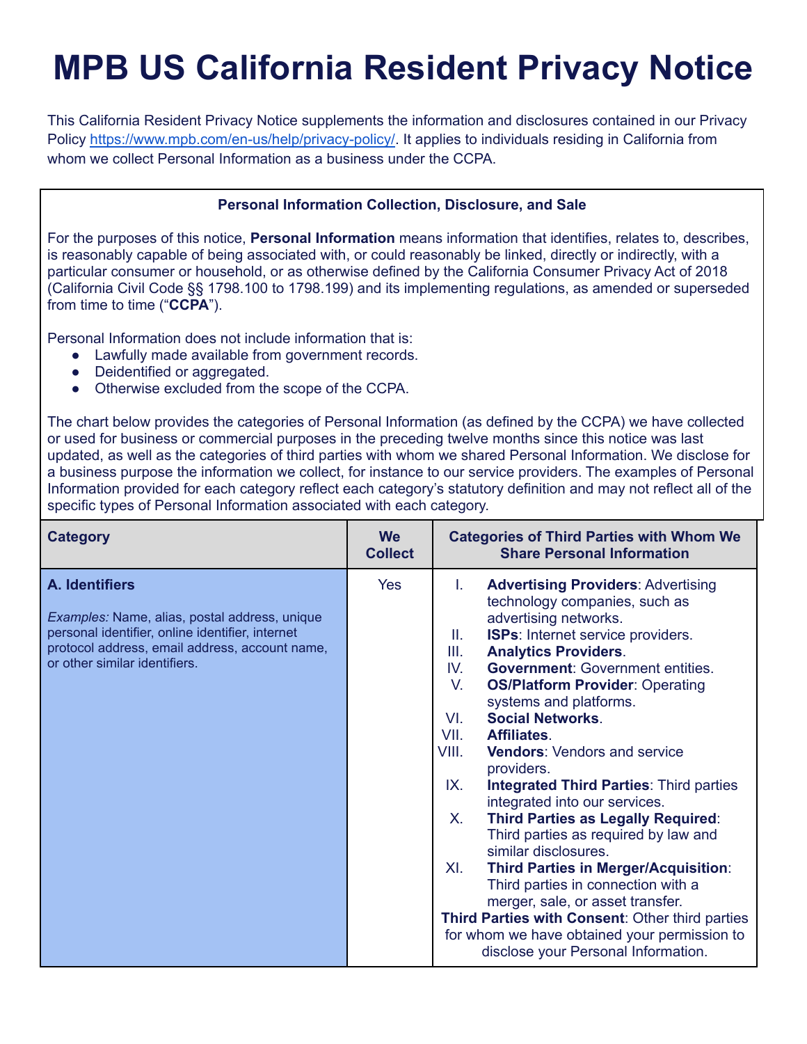# MPB US California Resident Privacy Notice

This California Resident Privacy Notice supplements the information and disclosures contained in our Privacy Policy https://www.mpb.com/en-us/help/privacy-policy/. It applies to individuals residing in California from whom we collect Personal Information as a business under the CCPA.

### Personal Information Collection, Disclosure, and Sale

For the purposes of this notice, **Personal Information** means information that identifies, relates to, describes, is reasonably capable of being associated with, or could reasonably be linked, directly or indirectly, with a particular consumer or household, or as otherwise defined by the California Consumer Privacy Act of 2018 (California Civil Code §§ 1798.100 to 1798.199) and its implementing regulations, as amended or superseded from time to time ("**CCPA**").

Personal Information does not include information that is:

- Lawfully made available from government records.
- Deidentified or aggregated.
- Otherwise excluded from the scope of the CCPA.

The chart below provides the categories of Personal Information (as defined by the CCPA) we have collected or used for business or commercial purposes in the preceding twelve months since this notice was last updated, as well as the categories of third parties with whom we shared Personal Information. We disclose for a business purpose the information we collect, for instance to our service providers. The examples of Personal Information provided for each category reflect each category's statutory definition and may not reflect all of the specific types of Personal Information associated with each category.

| Category | We Collect | Categories of Third Parties with Whom We Share Personal Information |
|---|---|---|
| **A. Identifiers**<br><br>*Examples:* Name, alias, postal address, unique personal identifier, online identifier, internet protocol address, email address, account name, or other similar identifiers. | Yes | I. **Advertising Providers**: Advertising technology companies, such as advertising networks.<br>II. **ISPs**: Internet service providers.<br>III. **Analytics Providers**.<br>IV. **Government**: Government entities.<br>V. **OS/Platform Provider**: Operating systems and platforms.<br>VI. **Social Networks**.<br>VII. **Affiliates**.<br>VIII. **Vendors**: Vendors and service providers.<br>IX. **Integrated Third Parties**: Third parties integrated into our services.<br>X. **Third Parties as Legally Required**: Third parties as required by law and similar disclosures.<br>XI. **Third Parties in Merger/Acquisition**: Third parties in connection with a merger, sale, or asset transfer.<br>**Third Parties with Consent**: Other third parties for whom we have obtained your permission to disclose your Personal Information. |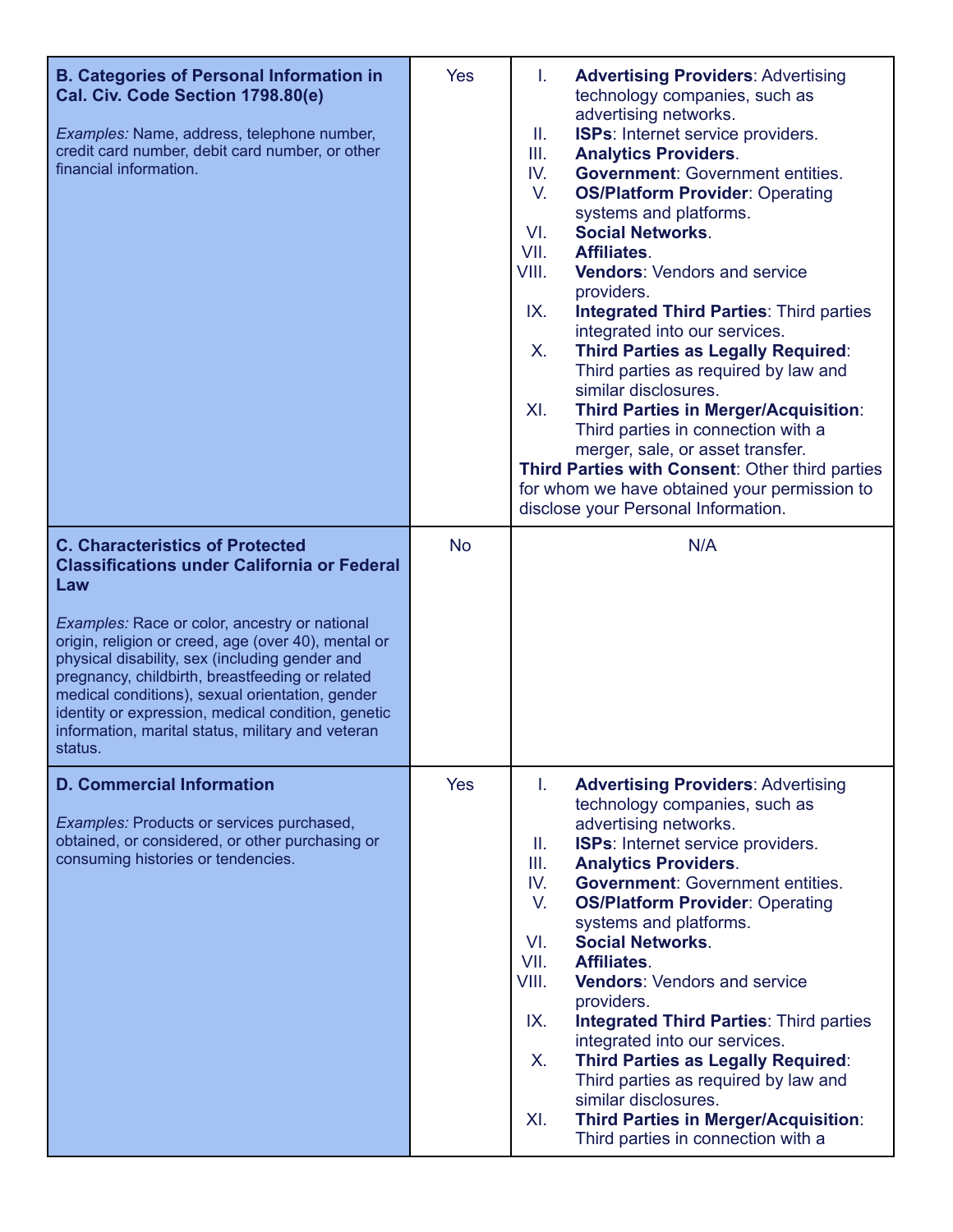| B. Categories of Personal Information in Cal. Civ. Code Section 1798.80(e)<br><br>*Examples:* Name, address, telephone number, credit card number, debit card number, or other financial information. | Yes | I. **Advertising Providers**: Advertising technology companies, such as advertising networks.<br>II. **ISPs**: Internet service providers.<br>III. **Analytics Providers**.<br>IV. **Government**: Government entities.<br>V. **OS/Platform Provider**: Operating systems and platforms.<br>VI. **Social Networks**.<br>VII. **Affiliates**.<br>VIII. **Vendors**: Vendors and service providers.<br>IX. **Integrated Third Parties**: Third parties integrated into our services.<br>X. **Third Parties as Legally Required**: Third parties as required by law and similar disclosures.<br>XI. **Third Parties in Merger/Acquisition**: Third parties in connection with a merger, sale, or asset transfer.<br>**Third Parties with Consent**: Other third parties for whom we have obtained your permission to disclose your Personal Information. |
|---|---|---|
| **C. Characteristics of Protected Classifications under California or Federal Law**<br><br>*Examples:* Race or color, ancestry or national origin, religion or creed, age (over 40), mental or physical disability, sex (including gender and pregnancy, childbirth, breastfeeding or related medical conditions), sexual orientation, gender identity or expression, medical condition, genetic information, marital status, military and veteran status. | No | N/A |
| **D. Commercial Information**<br><br>*Examples:* Products or services purchased, obtained, or considered, or other purchasing or consuming histories or tendencies. | Yes | I. **Advertising Providers**: Advertising technology companies, such as advertising networks.<br>II. **ISPs**: Internet service providers.<br>III. **Analytics Providers**.<br>IV. **Government**: Government entities.<br>V. **OS/Platform Provider**: Operating systems and platforms.<br>VI. **Social Networks**.<br>VII. **Affiliates**.<br>VIII. **Vendors**: Vendors and service providers.<br>IX. **Integrated Third Parties**: Third parties integrated into our services.<br>X. **Third Parties as Legally Required**: Third parties as required by law and similar disclosures.<br>XI. **Third Parties in Merger/Acquisition**: Third parties in connection with a |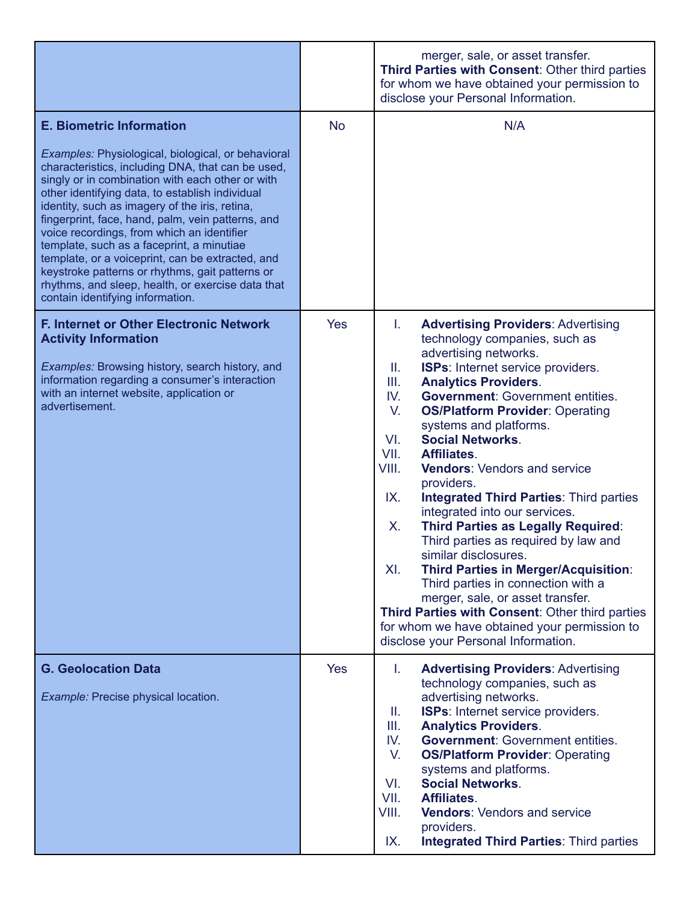| | | |
|---|---|---|
| | | merger, sale, or asset transfer.<br>**Third Parties with Consent**: Other third parties for whom we have obtained your permission to disclose your Personal Information. |
| **E. Biometric Information**<br><br>*Examples:* Physiological, biological, or behavioral characteristics, including DNA, that can be used, singly or in combination with each other or with other identifying data, to establish individual identity, such as imagery of the iris, retina, fingerprint, face, hand, palm, vein patterns, and voice recordings, from which an identifier template, such as a faceprint, a minutiae template, or a voiceprint, can be extracted, and keystroke patterns or rhythms, gait patterns or rhythms, and sleep, health, or exercise data that contain identifying information. | No | N/A |
| **F. Internet or Other Electronic Network Activity Information**<br><br>*Examples:* Browsing history, search history, and information regarding a consumer's interaction with an internet website, application or advertisement. | Yes | I. **Advertising Providers**: Advertising technology companies, such as advertising networks.<br>II. **ISPs**: Internet service providers.<br>III. **Analytics Providers**.<br>IV. **Government**: Government entities.<br>V. **OS/Platform Provider**: Operating systems and platforms.<br>VI. **Social Networks**.<br>VII. **Affiliates**.<br>VIII. **Vendors**: Vendors and service providers.<br>IX. **Integrated Third Parties**: Third parties integrated into our services.<br>X. **Third Parties as Legally Required**: Third parties as required by law and similar disclosures.<br>XI. **Third Parties in Merger/Acquisition**: Third parties in connection with a merger, sale, or asset transfer.<br>**Third Parties with Consent**: Other third parties for whom we have obtained your permission to disclose your Personal Information. |
| **G. Geolocation Data**<br><br>*Example:* Precise physical location. | Yes | I. **Advertising Providers**: Advertising technology companies, such as advertising networks.<br>II. **ISPs**: Internet service providers.<br>III. **Analytics Providers**.<br>IV. **Government**: Government entities.<br>V. **OS/Platform Provider**: Operating systems and platforms.<br>VI. **Social Networks**.<br>VII. **Affiliates**.<br>VIII. **Vendors**: Vendors and service providers.<br>IX. **Integrated Third Parties**: Third parties |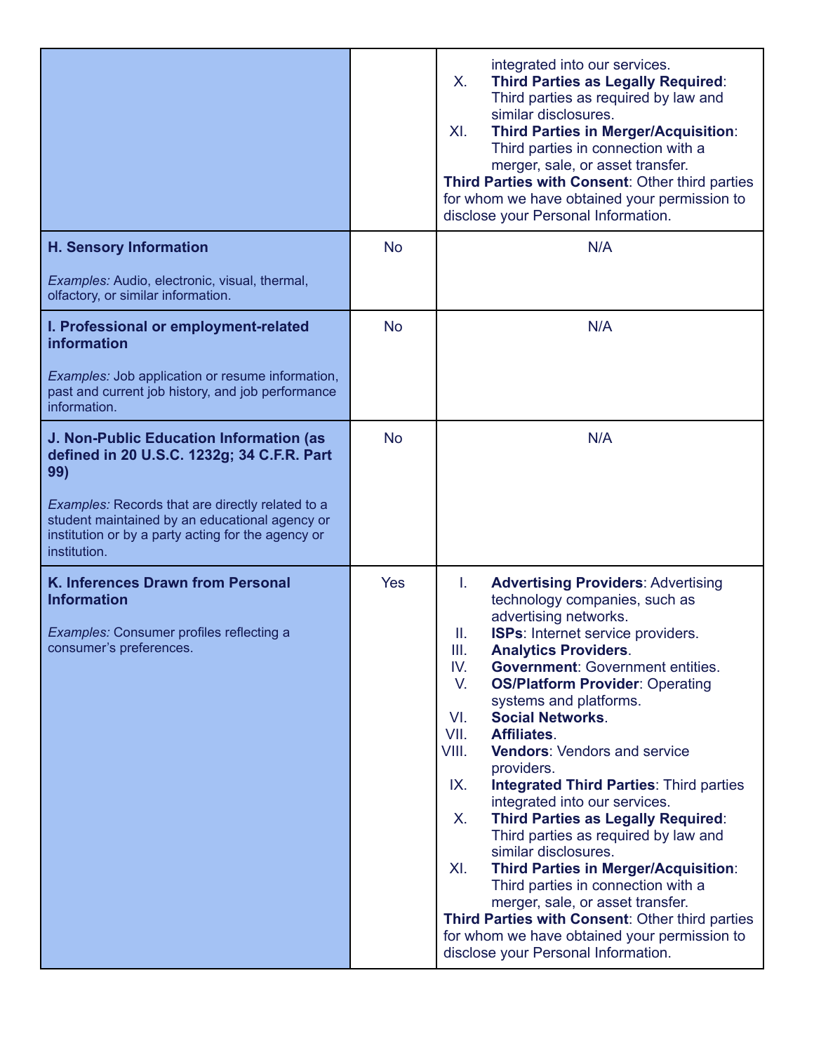| | | |
|---|---|---|
| | | integrated into our services.<br>X. **Third Parties as Legally Required**: Third parties as required by law and similar disclosures.<br>XI. **Third Parties in Merger/Acquisition**: Third parties in connection with a merger, sale, or asset transfer.<br>**Third Parties with Consent**: Other third parties for whom we have obtained your permission to disclose your Personal Information. |
| **H. Sensory Information**<br><br>*Examples:* Audio, electronic, visual, thermal, olfactory, or similar information. | No | N/A |
| **I. Professional or employment-related information**<br><br>*Examples:* Job application or resume information, past and current job history, and job performance information. | No | N/A |
| **J. Non-Public Education Information (as defined in 20 U.S.C. 1232g; 34 C.F.R. Part 99)**<br><br>*Examples:* Records that are directly related to a student maintained by an educational agency or institution or by a party acting for the agency or institution. | No | N/A |
| **K. Inferences Drawn from Personal Information**<br><br>*Examples:* Consumer profiles reflecting a consumer's preferences. | Yes | I. **Advertising Providers**: Advertising technology companies, such as advertising networks.<br>II. **ISPs**: Internet service providers.<br>III. **Analytics Providers**.<br>IV. **Government**: Government entities.<br>V. **OS/Platform Provider**: Operating systems and platforms.<br>VI. **Social Networks**.<br>VII. **Affiliates**.<br>VIII. **Vendors**: Vendors and service providers.<br>IX. **Integrated Third Parties**: Third parties integrated into our services.<br>X. **Third Parties as Legally Required**: Third parties as required by law and similar disclosures.<br>XI. **Third Parties in Merger/Acquisition**: Third parties in connection with a merger, sale, or asset transfer.<br>**Third Parties with Consent**: Other third parties for whom we have obtained your permission to disclose your Personal Information. |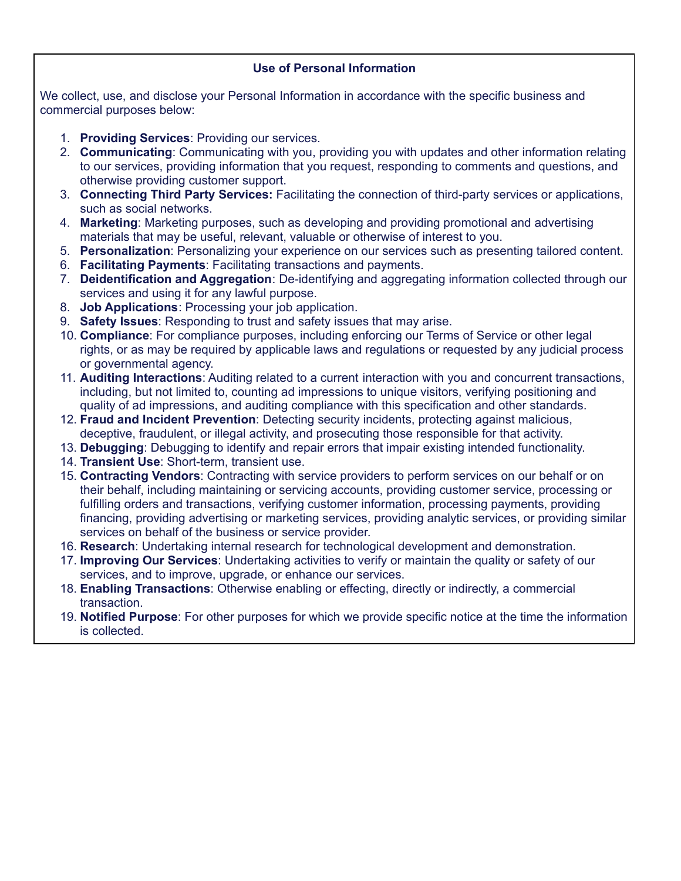## Use of Personal Information

We collect, use, and disclose your Personal Information in accordance with the specific business and commercial purposes below:

1. **Providing Services**: Providing our services.
2. **Communicating**: Communicating with you, providing you with updates and other information relating to our services, providing information that you request, responding to comments and questions, and otherwise providing customer support.
3. **Connecting Third Party Services:** Facilitating the connection of third-party services or applications, such as social networks.
4. **Marketing**: Marketing purposes, such as developing and providing promotional and advertising materials that may be useful, relevant, valuable or otherwise of interest to you.
5. **Personalization**: Personalizing your experience on our services such as presenting tailored content.
6. **Facilitating Payments**: Facilitating transactions and payments.
7. **Deidentification and Aggregation**: De-identifying and aggregating information collected through our services and using it for any lawful purpose.
8. **Job Applications**: Processing your job application.
9. **Safety Issues**: Responding to trust and safety issues that may arise.
10. **Compliance**: For compliance purposes, including enforcing our Terms of Service or other legal rights, or as may be required by applicable laws and regulations or requested by any judicial process or governmental agency.
11. **Auditing Interactions**: Auditing related to a current interaction with you and concurrent transactions, including, but not limited to, counting ad impressions to unique visitors, verifying positioning and quality of ad impressions, and auditing compliance with this specification and other standards.
12. **Fraud and Incident Prevention**: Detecting security incidents, protecting against malicious, deceptive, fraudulent, or illegal activity, and prosecuting those responsible for that activity.
13. **Debugging**: Debugging to identify and repair errors that impair existing intended functionality.
14. **Transient Use**: Short-term, transient use.
15. **Contracting Vendors**: Contracting with service providers to perform services on our behalf or on their behalf, including maintaining or servicing accounts, providing customer service, processing or fulfilling orders and transactions, verifying customer information, processing payments, providing financing, providing advertising or marketing services, providing analytic services, or providing similar services on behalf of the business or service provider.
16. **Research**: Undertaking internal research for technological development and demonstration.
17. **Improving Our Services**: Undertaking activities to verify or maintain the quality or safety of our services, and to improve, upgrade, or enhance our services.
18. **Enabling Transactions**: Otherwise enabling or effecting, directly or indirectly, a commercial transaction.
19. **Notified Purpose**: For other purposes for which we provide specific notice at the time the information is collected.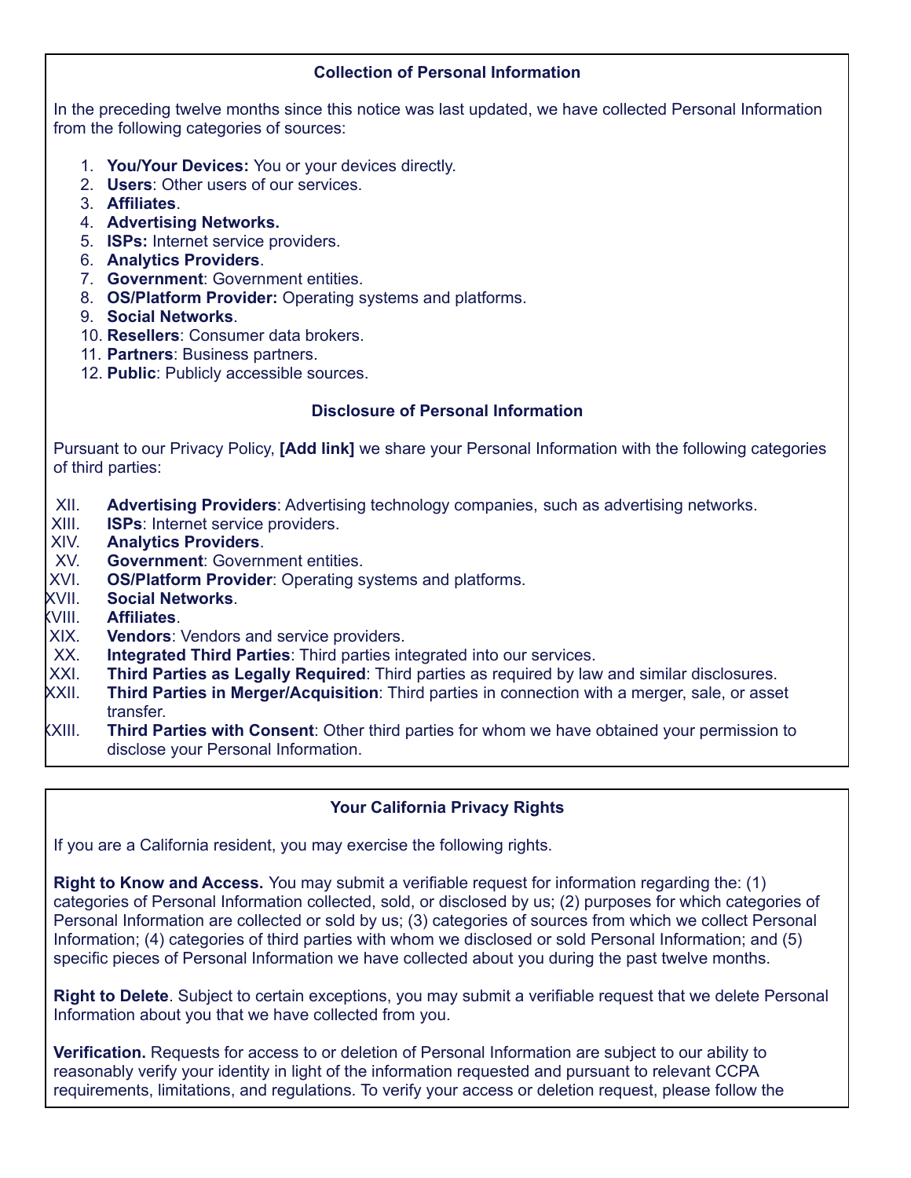## Collection of Personal Information

In the preceding twelve months since this notice was last updated, we have collected Personal Information from the following categories of sources:

1. **You/Your Devices:** You or your devices directly.
2. **Users**: Other users of our services.
3. **Affiliates**.
4. **Advertising Networks.**
5. **ISPs:** Internet service providers.
6. **Analytics Providers**.
7. **Government**: Government entities.
8. **OS/Platform Provider:** Operating systems and platforms.
9. **Social Networks**.
10. **Resellers**: Consumer data brokers.
11. **Partners**: Business partners.
12. **Public**: Publicly accessible sources.

## Disclosure of Personal Information

Pursuant to our Privacy Policy, **[Add link]** we share your Personal Information with the following categories of third parties:

XII. **Advertising Providers**: Advertising technology companies, such as advertising networks.
XIII. **ISPs**: Internet service providers.
XIV. **Analytics Providers**.
XV. **Government**: Government entities.
XVI. **OS/Platform Provider**: Operating systems and platforms.
XVII. **Social Networks**.
XVIII. **Affiliates**.
XIX. **Vendors**: Vendors and service providers.
XX. **Integrated Third Parties**: Third parties integrated into our services.
XXI. **Third Parties as Legally Required**: Third parties as required by law and similar disclosures.
XXII. **Third Parties in Merger/Acquisition**: Third parties in connection with a merger, sale, or asset transfer.
XXIII. **Third Parties with Consent**: Other third parties for whom we have obtained your permission to disclose your Personal Information.

## Your California Privacy Rights

If you are a California resident, you may exercise the following rights.

**Right to Know and Access.** You may submit a verifiable request for information regarding the: (1) categories of Personal Information collected, sold, or disclosed by us; (2) purposes for which categories of Personal Information are collected or sold by us; (3) categories of sources from which we collect Personal Information; (4) categories of third parties with whom we disclosed or sold Personal Information; and (5) specific pieces of Personal Information we have collected about you during the past twelve months.

**Right to Delete**. Subject to certain exceptions, you may submit a verifiable request that we delete Personal Information about you that we have collected from you.

**Verification.** Requests for access to or deletion of Personal Information are subject to our ability to reasonably verify your identity in light of the information requested and pursuant to relevant CCPA requirements, limitations, and regulations. To verify your access or deletion request, please follow the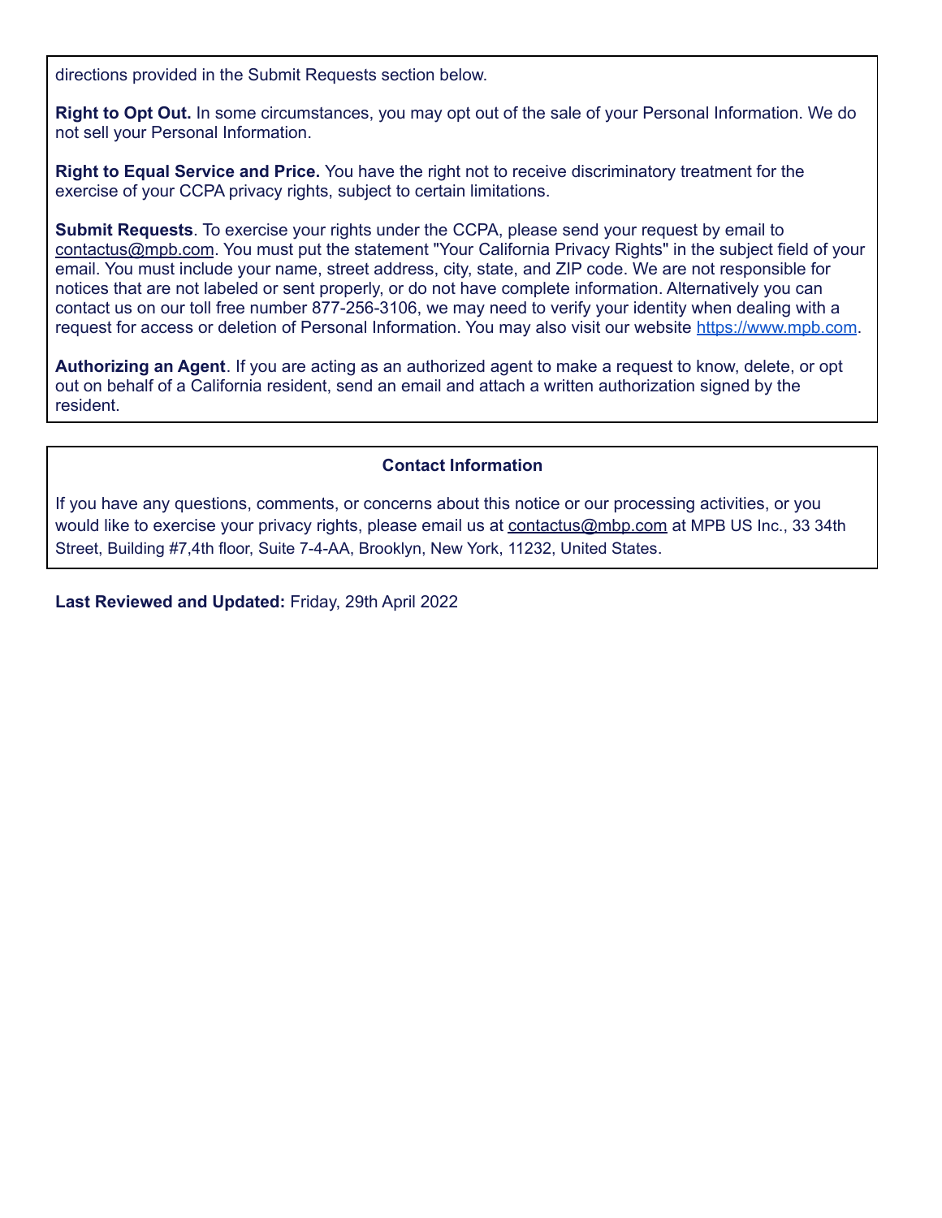directions provided in the Submit Requests section below.

**Right to Opt Out.** In some circumstances, you may opt out of the sale of your Personal Information. We do not sell your Personal Information.

**Right to Equal Service and Price.** You have the right not to receive discriminatory treatment for the exercise of your CCPA privacy rights, subject to certain limitations.

**Submit Requests**. To exercise your rights under the CCPA, please send your request by email to contactus@mpb.com. You must put the statement "Your California Privacy Rights" in the subject field of your email. You must include your name, street address, city, state, and ZIP code. We are not responsible for notices that are not labeled or sent properly, or do not have complete information. Alternatively you can contact us on our toll free number 877-256-3106, we may need to verify your identity when dealing with a request for access or deletion of Personal Information. You may also visit our website https://www.mpb.com.

**Authorizing an Agent**. If you are acting as an authorized agent to make a request to know, delete, or opt out on behalf of a California resident, send an email and attach a written authorization signed by the resident.

**Contact Information**

If you have any questions, comments, or concerns about this notice or our processing activities, or you would like to exercise your privacy rights, please email us at contactus@mbp.com at MPB US Inc., 33 34th Street, Building #7,4th floor, Suite 7-4-AA, Brooklyn, New York, 11232, United States.

**Last Reviewed and Updated:** Friday, 29th April 2022